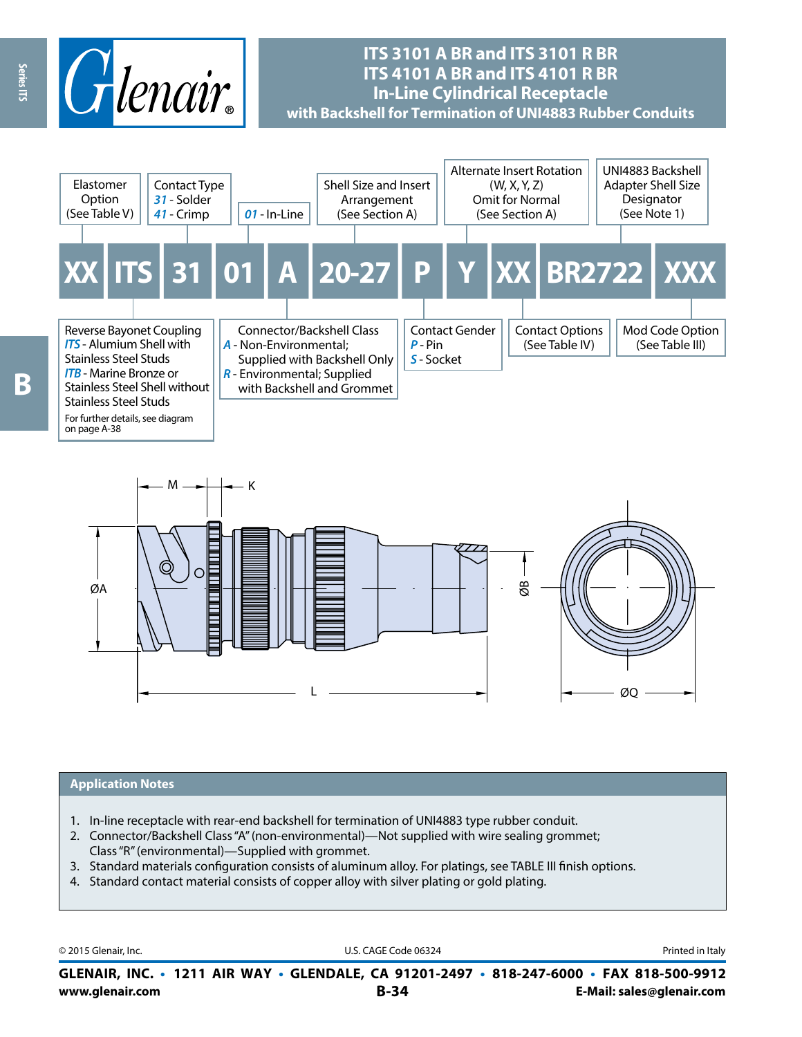# ITS 3101 A BR and ITS 3101 R BR
# ITS 4101 A BR and ITS 4101 R BR
# In-Line Cylindrical Receptacle
## with Backshell for Termination of UNI4883 Rubber Conduits

| XX | ITS | 31 | 01 | A | 20-27 | P | Y | XX | BR2722 | XXX |
|---|---|---|---|---|---|---|---|---|---|---|

- **XX** — Elastomer Option (See Table V)
- **ITS** — Reverse Bayonet Coupling
  - *ITS* - Alumium Shell with Stainless Steel Studs
  - *ITB* - Marine Bronze or Stainless Steel Shell without Stainless Steel Studs
  - For further details, see diagram on page A-38
- **31** — Contact Type
  - *31* - Solder
  - *41* - Crimp
- **01** — *01* - In-Line
- **A** — Connector/Backshell Class
  - *A* - Non-Environmental; Supplied with Backshell Only
  - *R* - Environmental; Supplied with Backshell and Grommet
- **20-27** — Shell Size and Insert Arrangement (See Section A)
- **P** — Contact Gender
  - *P* - Pin
  - *S* - Socket
- **Y** — Alternate Insert Rotation (W, X, Y, Z) Omit for Normal (See Section A)
- **XX** — Contact Options (See Table IV)
- **BR2722** — UNI4883 Backshell Adapter Shell Size Designator (See Note 1)
- **XXX** — Mod Code Option (See Table III)

M, K, ØA, ØB, L, ØQ

## Application Notes

1. In-line receptacle with rear-end backshell for termination of UNI4883 type rubber conduit.
2. Connector/Backshell Class "A" (non-environmental)—Not supplied with wire sealing grommet; Class "R" (environmental)—Supplied with grommet.
3. Standard materials configuration consists of aluminum alloy. For platings, see TABLE III finish options.
4. Standard contact material consists of copper alloy with silver plating or gold plating.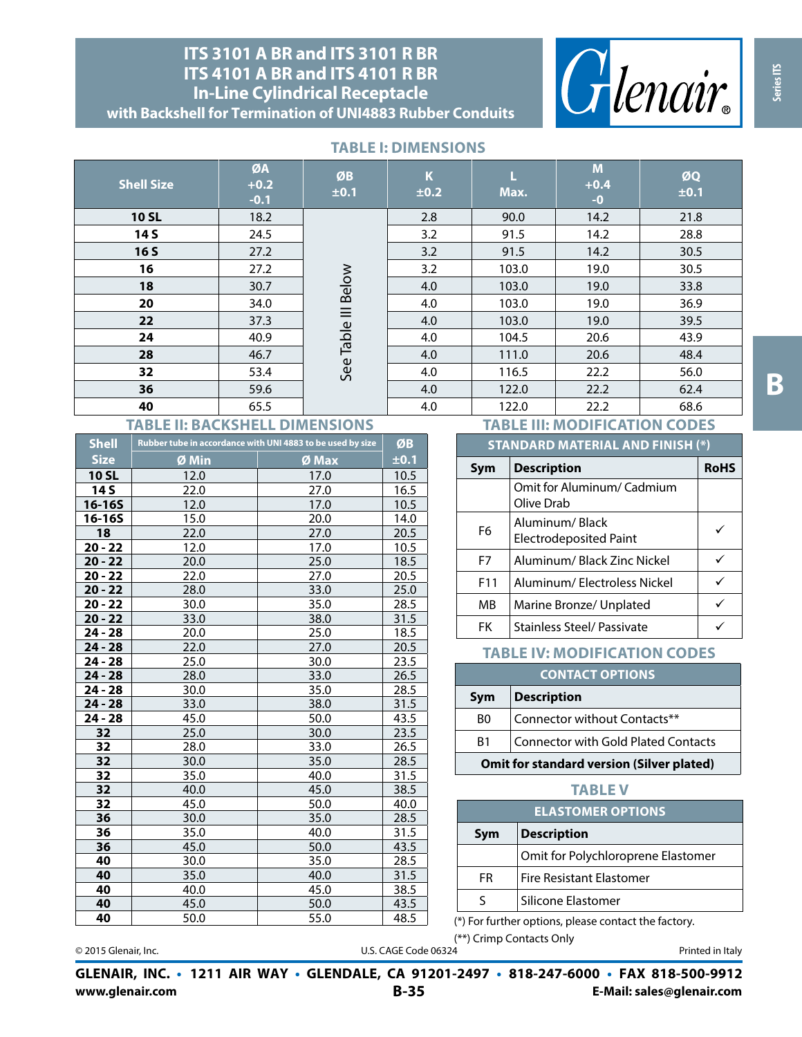# ITS 3101 A BR and ITS 3101 R BR
# ITS 4101 A BR and ITS 4101 R BR
# In-Line Cylindrical Receptacle
## with Backshell for Termination of UNI4883 Rubber Conduits

### TABLE I: DIMENSIONS

| Shell Size | ØA +0.2 -0.1 | ØB ±0.1 | K ±0.2 | L Max. | M +0.4 -0 | ØQ ±0.1 |
|---|---|---|---|---|---|---|
| 10 SL | 18.2 | See Table III Below | 2.8 | 90.0 | 14.2 | 21.8 |
| 14 S | 24.5 | | 3.2 | 91.5 | 14.2 | 28.8 |
| 16 S | 27.2 | | 3.2 | 91.5 | 14.2 | 30.5 |
| 16 | 27.2 | | 3.2 | 103.0 | 19.0 | 30.5 |
| 18 | 30.7 | | 4.0 | 103.0 | 19.0 | 33.8 |
| 20 | 34.0 | | 4.0 | 103.0 | 19.0 | 36.9 |
| 22 | 37.3 | | 4.0 | 103.0 | 19.0 | 39.5 |
| 24 | 40.9 | | 4.0 | 104.5 | 20.6 | 43.9 |
| 28 | 46.7 | | 4.0 | 111.0 | 20.6 | 48.4 |
| 32 | 53.4 | | 4.0 | 116.5 | 22.2 | 56.0 |
| 36 | 59.6 | | 4.0 | 122.0 | 22.2 | 62.4 |
| 40 | 65.5 | | 4.0 | 122.0 | 22.2 | 68.6 |

### TABLE II: BACKSHELL DIMENSIONS

| Shell Size | Rubber tube in accordance with UNI 4883 to be used by size | | ØB ±0.1 |
|---|---|---|---|
| | Ø Min | Ø Max | |
| 10 SL | 12.0 | 17.0 | 10.5 |
| 14 S | 22.0 | 27.0 | 16.5 |
| 16-16S | 12.0 | 17.0 | 10.5 |
| 16-16S | 15.0 | 20.0 | 14.0 |
| 18 | 22.0 | 27.0 | 20.5 |
| 20 - 22 | 12.0 | 17.0 | 10.5 |
| 20 - 22 | 20.0 | 25.0 | 18.5 |
| 20 - 22 | 22.0 | 27.0 | 20.5 |
| 20 - 22 | 28.0 | 33.0 | 25.0 |
| 20 - 22 | 30.0 | 35.0 | 28.5 |
| 20 - 22 | 33.0 | 38.0 | 31.5 |
| 24 - 28 | 20.0 | 25.0 | 18.5 |
| 24 - 28 | 22.0 | 27.0 | 20.5 |
| 24 - 28 | 25.0 | 30.0 | 23.5 |
| 24 - 28 | 28.0 | 33.0 | 26.5 |
| 24 - 28 | 30.0 | 35.0 | 28.5 |
| 24 - 28 | 33.0 | 38.0 | 31.5 |
| 24 - 28 | 45.0 | 50.0 | 43.5 |
| 32 | 25.0 | 30.0 | 23.5 |
| 32 | 28.0 | 33.0 | 26.5 |
| 32 | 30.0 | 35.0 | 28.5 |
| 32 | 35.0 | 40.0 | 31.5 |
| 32 | 40.0 | 45.0 | 38.5 |
| 32 | 45.0 | 50.0 | 40.0 |
| 36 | 30.0 | 35.0 | 28.5 |
| 36 | 35.0 | 40.0 | 31.5 |
| 36 | 45.0 | 50.0 | 43.5 |
| 40 | 30.0 | 35.0 | 28.5 |
| 40 | 35.0 | 40.0 | 31.5 |
| 40 | 40.0 | 45.0 | 38.5 |
| 40 | 45.0 | 50.0 | 43.5 |
| 40 | 50.0 | 55.0 | 48.5 |

### TABLE III: MODIFICATION CODES

**STANDARD MATERIAL AND FINISH (*)**

| Sym | Description | RoHS |
|---|---|---|
| | Omit for Aluminum/ Cadmium Olive Drab | |
| F6 | Aluminum/ Black Electrodeposited Paint | ✓ |
| F7 | Aluminum/ Black Zinc Nickel | ✓ |
| F11 | Aluminum/ Electroless Nickel | ✓ |
| MB | Marine Bronze/ Unplated | ✓ |
| FK | Stainless Steel/ Passivate | ✓ |

### TABLE IV: MODIFICATION CODES

**CONTACT OPTIONS**

| Sym | Description |
|---|---|
| B0 | Connector without Contacts** |
| B1 | Connector with Gold Plated Contacts |
| Omit for standard version (Silver plated) | |

### TABLE V

**ELASTOMER OPTIONS**

| Sym | Description |
|---|---|
| | Omit for Polychloroprene Elastomer |
| FR | Fire Resistant Elastomer |
| S | Silicone Elastomer |

(*) For further options, please contact the factory.

(**) Crimp Contacts Only

© 2015 Glenair, Inc. U.S. CAGE Code 06324 Printed in Italy

GLENAIR, INC. • 1211 AIR WAY • GLENDALE, CA 91201-2497 • 818-247-6000 • FAX 818-500-9912
www.glenair.com B-35 E-Mail: sales@glenair.com